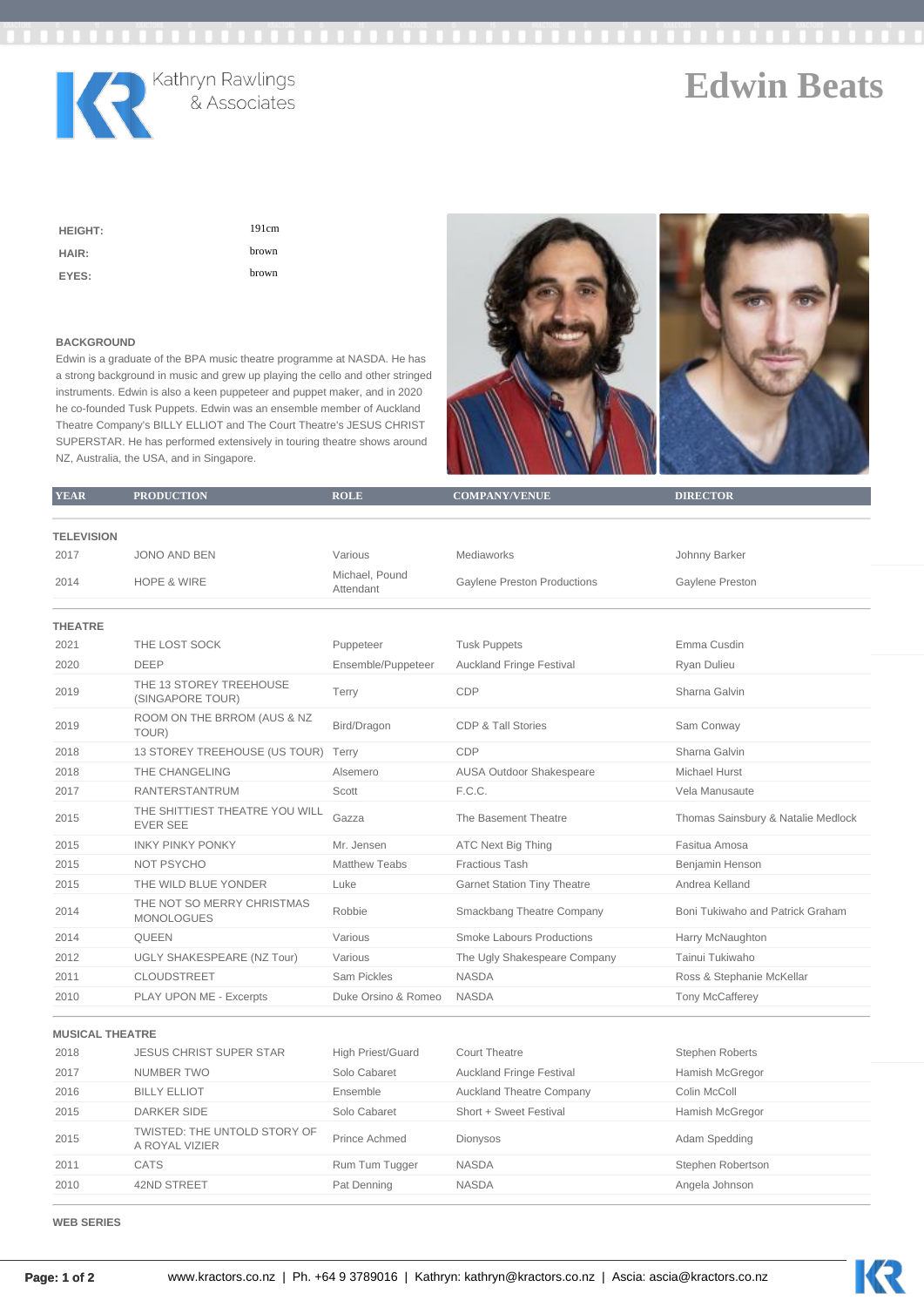Kathryn Rawlings & Associates

# Edwin Beats

| | |
|---|---|
| **HEIGHT:** | 191cm |
| **HAIR:** | brown |
| **EYES:** | brown |

**BACKGROUND**

Edwin is a graduate of the BPA music theatre programme at NASDA. He has a strong background in music and grew up playing the cello and other stringed instruments. Edwin is also a keen puppeteer and puppet maker, and in 2020 he co-founded Tusk Puppets. Edwin was an ensemble member of Auckland Theatre Company's BILLY ELLIOT and The Court Theatre's JESUS CHRIST SUPERSTAR. He has performed extensively in touring theatre shows around NZ, Australia, the USA, and in Singapore.

| YEAR | PRODUCTION | ROLE | COMPANY/VENUE | DIRECTOR |
|---|---|---|---|---|
| **TELEVISION** | | | | |
| 2017 | JONO AND BEN | Various | Mediaworks | Johnny Barker |
| 2014 | HOPE & WIRE | Michael, Pound Attendant | Gaylene Preston Productions | Gaylene Preston |
| **THEATRE** | | | | |
| 2021 | THE LOST SOCK | Puppeteer | Tusk Puppets | Emma Cusdin |
| 2020 | DEEP | Ensemble/Puppeteer | Auckland Fringe Festival | Ryan Dulieu |
| 2019 | THE 13 STOREY TREEHOUSE (SINGAPORE TOUR) | Terry | CDP | Sharna Galvin |
| 2019 | ROOM ON THE BRROM (AUS & NZ TOUR) | Bird/Dragon | CDP & Tall Stories | Sam Conway |
| 2018 | 13 STOREY TREEHOUSE (US TOUR) | Terry | CDP | Sharna Galvin |
| 2018 | THE CHANGELING | Alsemero | AUSA Outdoor Shakespeare | Michael Hurst |
| 2017 | RANTERSTANTRUM | Scott | F.C.C. | Vela Manusaute |
| 2015 | THE SHITTIEST THEATRE YOU WILL EVER SEE | Gazza | The Basement Theatre | Thomas Sainsbury & Natalie Medlock |
| 2015 | INKY PINKY PONKY | Mr. Jensen | ATC Next Big Thing | Fasitua Amosa |
| 2015 | NOT PSYCHO | Matthew Teabs | Fractious Tash | Benjamin Henson |
| 2015 | THE WILD BLUE YONDER | Luke | Garnet Station Tiny Theatre | Andrea Kelland |
| 2014 | THE NOT SO MERRY CHRISTMAS MONOLOGUES | Robbie | Smackbang Theatre Company | Boni Tukiwaho and Patrick Graham |
| 2014 | QUEEN | Various | Smoke Labours Productions | Harry McNaughton |
| 2012 | UGLY SHAKESPEARE (NZ Tour) | Various | The Ugly Shakespeare Company | Tainui Tukiwaho |
| 2011 | CLOUDSTREET | Sam Pickles | NASDA | Ross & Stephanie McKellar |
| 2010 | PLAY UPON ME - Excerpts | Duke Orsino & Romeo | NASDA | Tony McCafferey |
| **MUSICAL THEATRE** | | | | |
| 2018 | JESUS CHRIST SUPER STAR | High Priest/Guard | Court Theatre | Stephen Roberts |
| 2017 | NUMBER TWO | Solo Cabaret | Auckland Fringe Festival | Hamish McGregor |
| 2016 | BILLY ELLIOT | Ensemble | Auckland Theatre Company | Colin McColl |
| 2015 | DARKER SIDE | Solo Cabaret | Short + Sweet Festival | Hamish McGregor |
| 2015 | TWISTED: THE UNTOLD STORY OF A ROYAL VIZIER | Prince Achmed | Dionysos | Adam Spedding |
| 2011 | CATS | Rum Tum Tugger | NASDA | Stephen Robertson |
| 2010 | 42ND STREET | Pat Denning | NASDA | Angela Johnson |

**WEB SERIES**

www.kractors.co.nz | Ph. +64 9 3789016 | Kathryn: kathryn@kractors.co.nz | Ascia: ascia@kractors.co.nz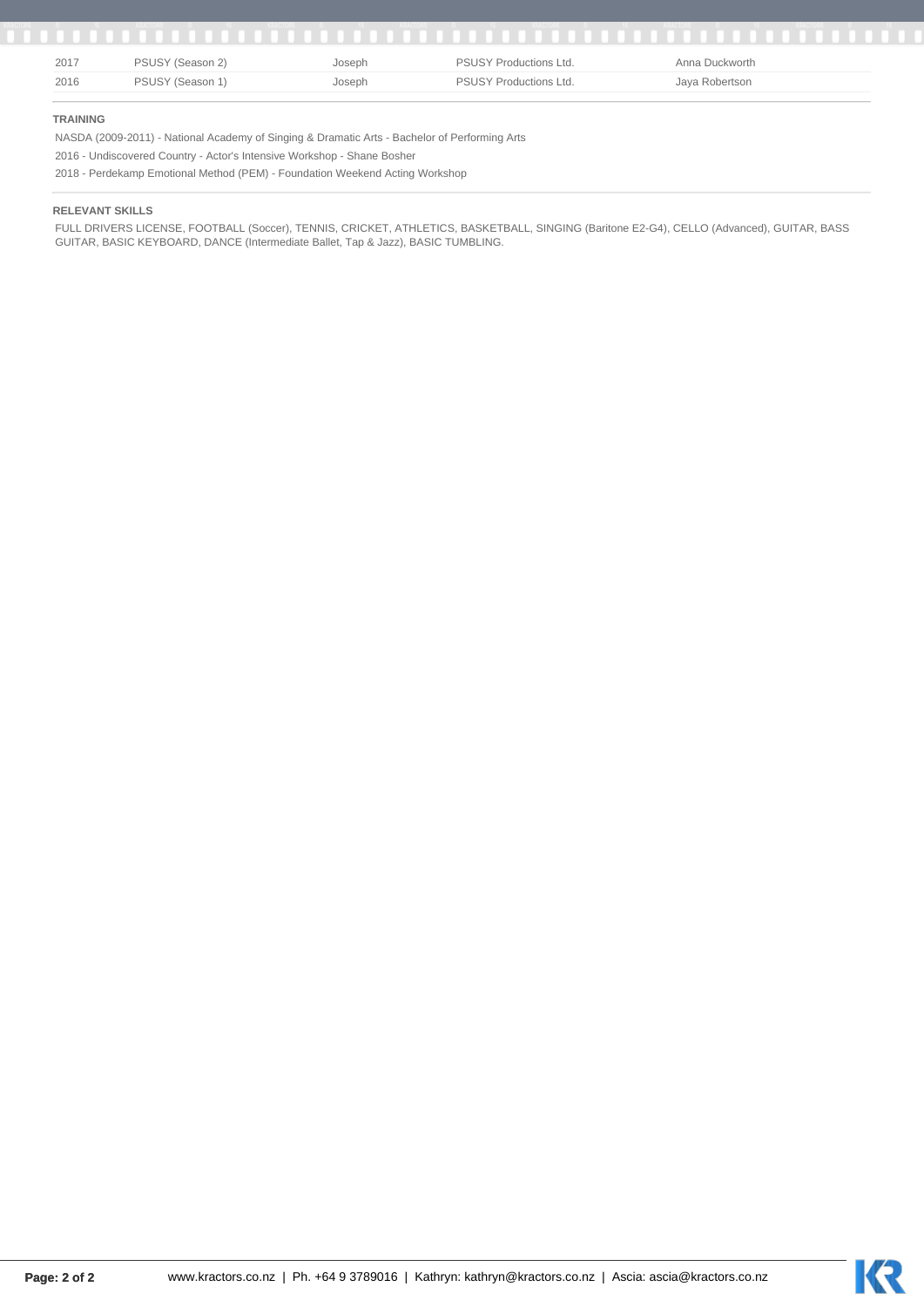| | | | | |
|---|---|---|---|---|
| 2017 | PSUSY (Season 2) | Joseph | PSUSY Productions Ltd. | Anna Duckworth |
| 2016 | PSUSY (Season 1) | Joseph | PSUSY Productions Ltd. | Jaya Robertson |

### TRAINING

NASDA (2009-2011) - National Academy of Singing & Dramatic Arts - Bachelor of Performing Arts

2016 - Undiscovered Country - Actor's Intensive Workshop - Shane Bosher

2018 - Perdekamp Emotional Method (PEM) - Foundation Weekend Acting Workshop

### RELEVANT SKILLS

FULL DRIVERS LICENSE, FOOTBALL (Soccer), TENNIS, CRICKET, ATHLETICS, BASKETBALL, SINGING (Baritone E2-G4), CELLO (Advanced), GUITAR, BASS GUITAR, BASIC KEYBOARD, DANCE (Intermediate Ballet, Tap & Jazz), BASIC TUMBLING.

www.kractors.co.nz | Ph. +64 9 3789016 | Kathryn: kathryn@kractors.co.nz | Ascia: ascia@kractors.co.nz